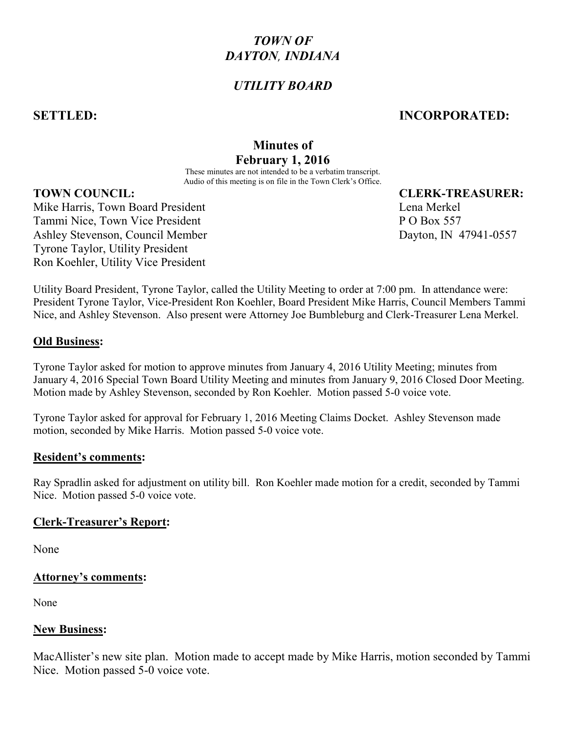# *TOWN OF DAYTON, INDIANA*

## *UTILITY BOARD*

**SETTLED:** **INCORPORATED:**

**Minutes of**
**February 1, 2016**

These minutes are not intended to be a verbatim transcript.
Audio of this meeting is on file in the Town Clerk's Office.

**TOWN COUNCIL:**
Mike Harris, Town Board President
Tammi Nice, Town Vice President
Ashley Stevenson, Council Member
Tyrone Taylor, Utility President
Ron Koehler, Utility Vice President

**CLERK-TREASURER:**
Lena Merkel
P O Box 557
Dayton, IN 47941-0557

Utility Board President, Tyrone Taylor, called the Utility Meeting to order at 7:00 pm. In attendance were: President Tyrone Taylor, Vice-President Ron Koehler, Board President Mike Harris, Council Members Tammi Nice, and Ashley Stevenson. Also present were Attorney Joe Bumbleburg and Clerk-Treasurer Lena Merkel.

**Old Business:**

Tyrone Taylor asked for motion to approve minutes from January 4, 2016 Utility Meeting; minutes from January 4, 2016 Special Town Board Utility Meeting and minutes from January 9, 2016 Closed Door Meeting. Motion made by Ashley Stevenson, seconded by Ron Koehler. Motion passed 5-0 voice vote.

Tyrone Taylor asked for approval for February 1, 2016 Meeting Claims Docket. Ashley Stevenson made motion, seconded by Mike Harris. Motion passed 5-0 voice vote.

**Resident's comments:**

Ray Spradlin asked for adjustment on utility bill. Ron Koehler made motion for a credit, seconded by Tammi Nice. Motion passed 5-0 voice vote.

**Clerk-Treasurer's Report:**

None

**Attorney's comments:**

None

**New Business:**

MacAllister's new site plan. Motion made to accept made by Mike Harris, motion seconded by Tammi Nice. Motion passed 5-0 voice vote.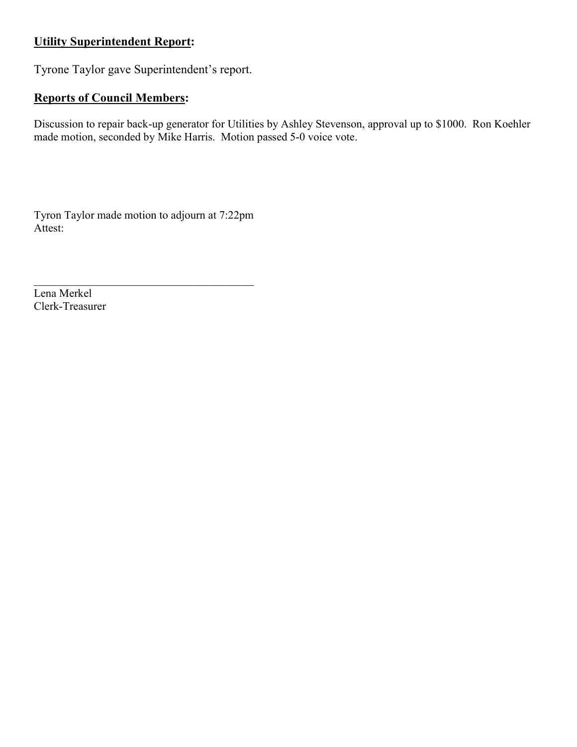**<u>Utility Superintendent Report</u>:**

Tyrone Taylor gave Superintendent's report.

**<u>Reports of Council Members</u>:**

Discussion to repair back-up generator for Utilities by Ashley Stevenson, approval up to $1000. Ron Koehler made motion, seconded by Mike Harris. Motion passed 5-0 voice vote.

Tyron Taylor made motion to adjourn at 7:22pm
Attest:

\_\_\_\_\_\_\_\_\_\_\_\_\_\_\_\_\_\_\_\_\_\_\_\_\_\_\_\_\_\_\_\_\_\_\_\_\_\_\_\_\_\_

Lena Merkel
Clerk-Treasurer